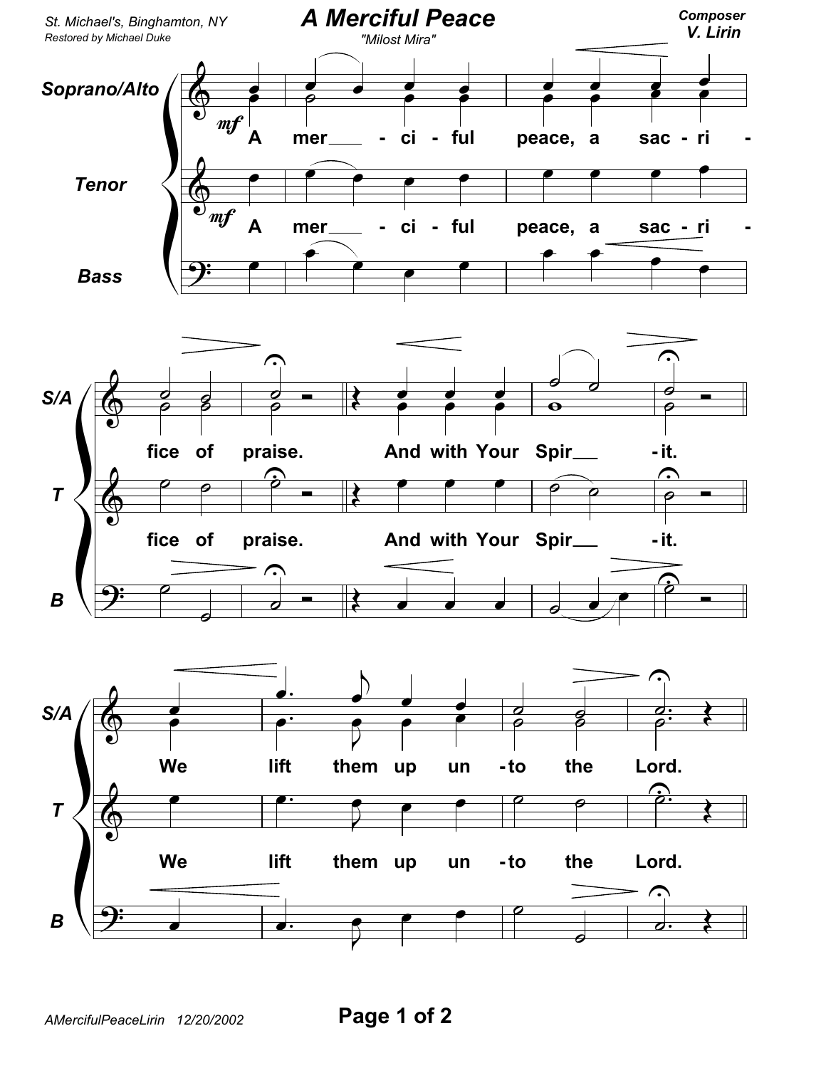St. Michael's, Binghamton, NY
*Restored by Michael Duke*

# A Merciful Peace

"Milost Mira"

**Composer**
**V. Lirin**

Soprano/Alto

Tenor

Bass

*mf* A mer - ci - ful peace, a sac - ri - fice of praise. And with Your Spir - it.

We lift them up un - to the Lord.

AMercifulPeaceLirin 12/20/2002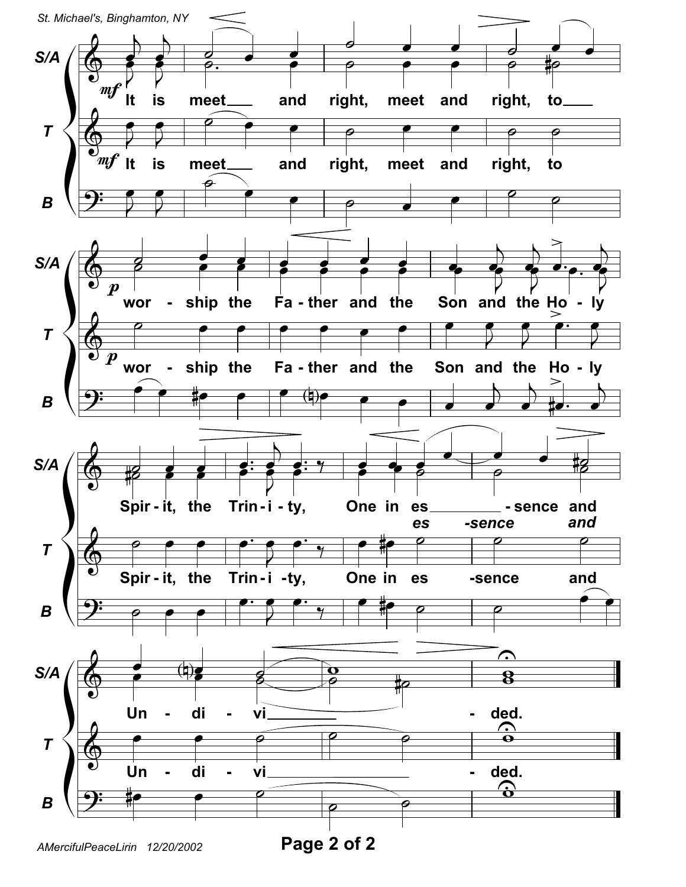It is meet and right, meet and right, to worship the Father and the Son and the Holy Spirit, the Trinity, One in essence and Undivided.